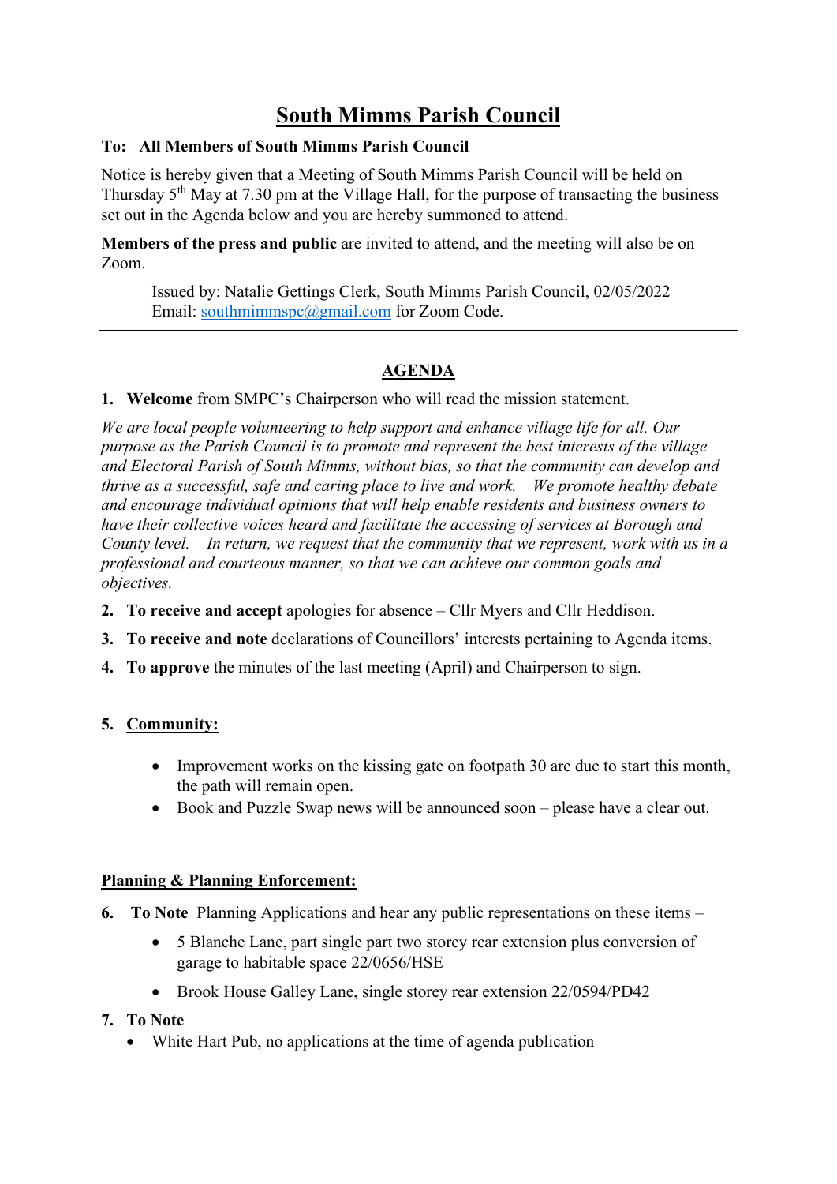# South Mimms Parish Council

**To: All Members of South Mimms Parish Council**

Notice is hereby given that a Meeting of South Mimms Parish Council will be held on Thursday 5th May at 7.30 pm at the Village Hall, for the purpose of transacting the business set out in the Agenda below and you are hereby summoned to attend.

**Members of the press and public** are invited to attend, and the meeting will also be on Zoom.

Issued by: Natalie Gettings Clerk, South Mimms Parish Council, 02/05/2022
Email: southmimmspc@gmail.com for Zoom Code.

---

## AGENDA

1. **Welcome** from SMPC's Chairperson who will read the mission statement.

*We are local people volunteering to help support and enhance village life for all. Our purpose as the Parish Council is to promote and represent the best interests of the village and Electoral Parish of South Mimms, without bias, so that the community can develop and thrive as a successful, safe and caring place to live and work. We promote healthy debate and encourage individual opinions that will help enable residents and business owners to have their collective voices heard and facilitate the accessing of services at Borough and County level. In return, we request that the community that we represent, work with us in a professional and courteous manner, so that we can achieve our common goals and objectives.*

2. **To receive and accept** apologies for absence – Cllr Myers and Cllr Heddison.
3. **To receive and note** declarations of Councillors' interests pertaining to Agenda items.
4. **To approve** the minutes of the last meeting (April) and Chairperson to sign.

5. **Community:**
   - Improvement works on the kissing gate on footpath 30 are due to start this month, the path will remain open.
   - Book and Puzzle Swap news will be announced soon – please have a clear out.

**Planning & Planning Enforcement:**

6. **To Note** Planning Applications and hear any public representations on these items –
   - 5 Blanche Lane, part single part two storey rear extension plus conversion of garage to habitable space 22/0656/HSE
   - Brook House Galley Lane, single storey rear extension 22/0594/PD42

7. **To Note**
   - White Hart Pub, no applications at the time of agenda publication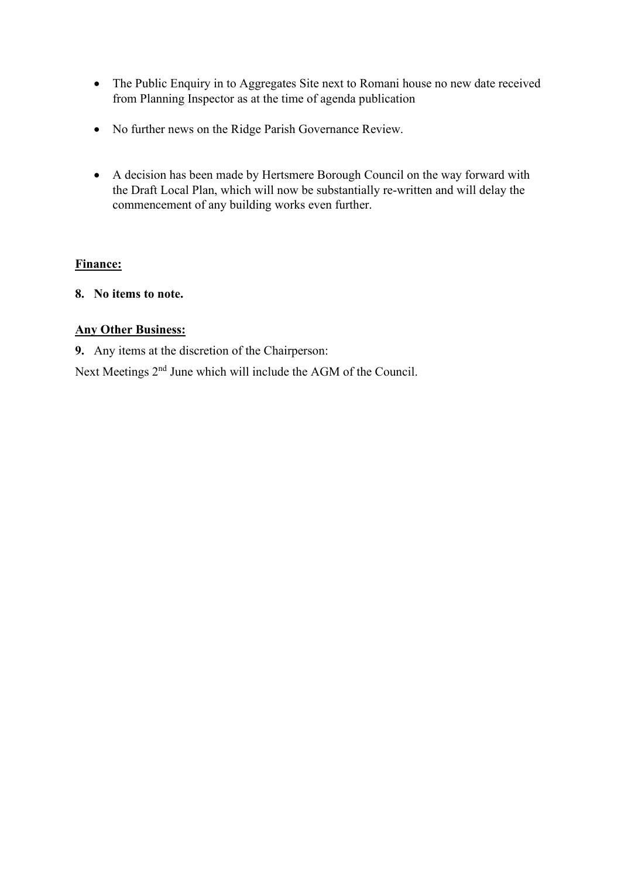- The Public Enquiry in to Aggregates Site next to Romani house no new date received from Planning Inspector as at the time of agenda publication

- No further news on the Ridge Parish Governance Review.

- A decision has been made by Hertsmere Borough Council on the way forward with the Draft Local Plan, which will now be substantially re-written and will delay the commencement of any building works even further.

**Finance:**

**8. No items to note.**

**Any Other Business:**

**9.** Any items at the discretion of the Chairperson:

Next Meetings 2nd June which will include the AGM of the Council.